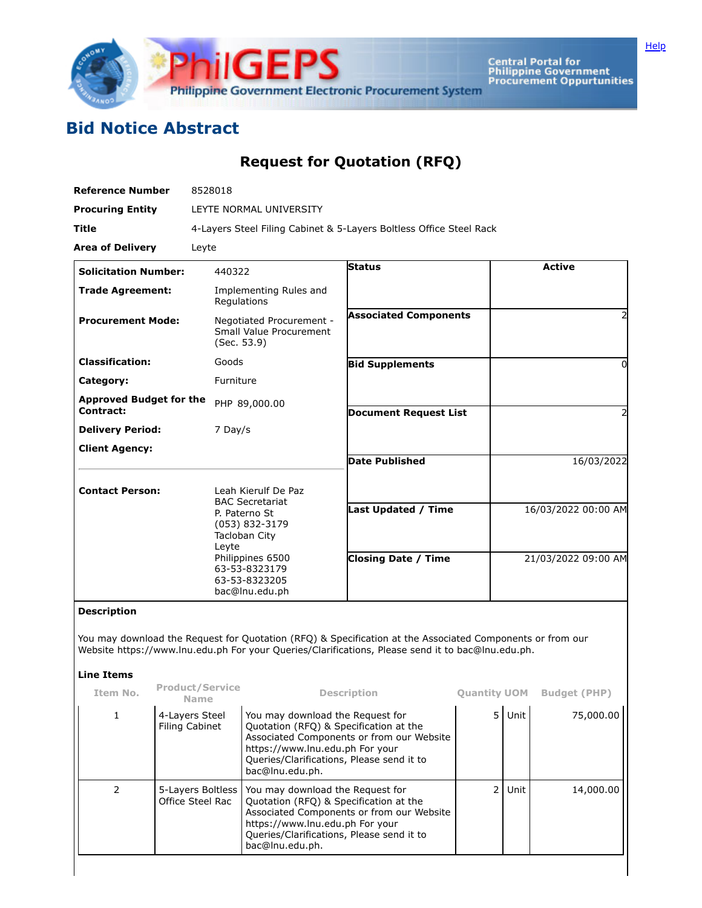# Bid Notice Abstract

## Request for Quotation (RFQ)

**Reference Number** 8528018

**Procuring Entity** LEYTE NORMAL UNIVERSITY

**Title** 4-Layers Steel Filing Cabinet & 5-Layers Boltless Office Steel Rack

**Area of Delivery** Leyte

| | | | |
|---|---|---|---|
| **Solicitation Number:** | 440322 | **Status** | Active |
| **Trade Agreement:** | Implementing Rules and Regulations | | |
| **Procurement Mode:** | Negotiated Procurement - Small Value Procurement (Sec. 53.9) | **Associated Components** | 2 |
| **Classification:** | Goods | **Bid Supplements** | 0 |
| **Category:** | Furniture | | |
| **Approved Budget for the Contract:** | PHP 89,000.00 | **Document Request List** | 2 |
| **Delivery Period:** | 7 Day/s | | |
| **Client Agency:** | | **Date Published** | 16/03/2022 |
| **Contact Person:** | Leah Kierulf De Paz<br>BAC Secretariat<br>P. Paterno St<br>(053) 832-3179<br>Tacloban City<br>Leyte<br>Philippines 6500<br>63-53-8323179<br>63-53-8323205<br>bac@lnu.edu.ph | **Last Updated / Time** | 16/03/2022 00:00 AM |
| | | **Closing Date / Time** | 21/03/2022 09:00 AM |

**Description**

You may download the Request for Quotation (RFQ) & Specification at the Associated Components or from our Website https://www.lnu.edu.ph For your Queries/Clarifications, Please send it to bac@lnu.edu.ph.

**Line Items**

| Item No. | Product/Service Name | Description | Quantity | UOM | Budget (PHP) |
|---|---|---|---|---|---|
| 1 | 4-Layers Steel Filing Cabinet | You may download the Request for Quotation (RFQ) & Specification at the Associated Components or from our Website https://www.lnu.edu.ph For your Queries/Clarifications, Please send it to bac@lnu.edu.ph. | 5 | Unit | 75,000.00 |
| 2 | 5-Layers Boltless Office Steel Rac | You may download the Request for Quotation (RFQ) & Specification at the Associated Components or from our Website https://www.lnu.edu.ph For your Queries/Clarifications, Please send it to bac@lnu.edu.ph. | 2 | Unit | 14,000.00 |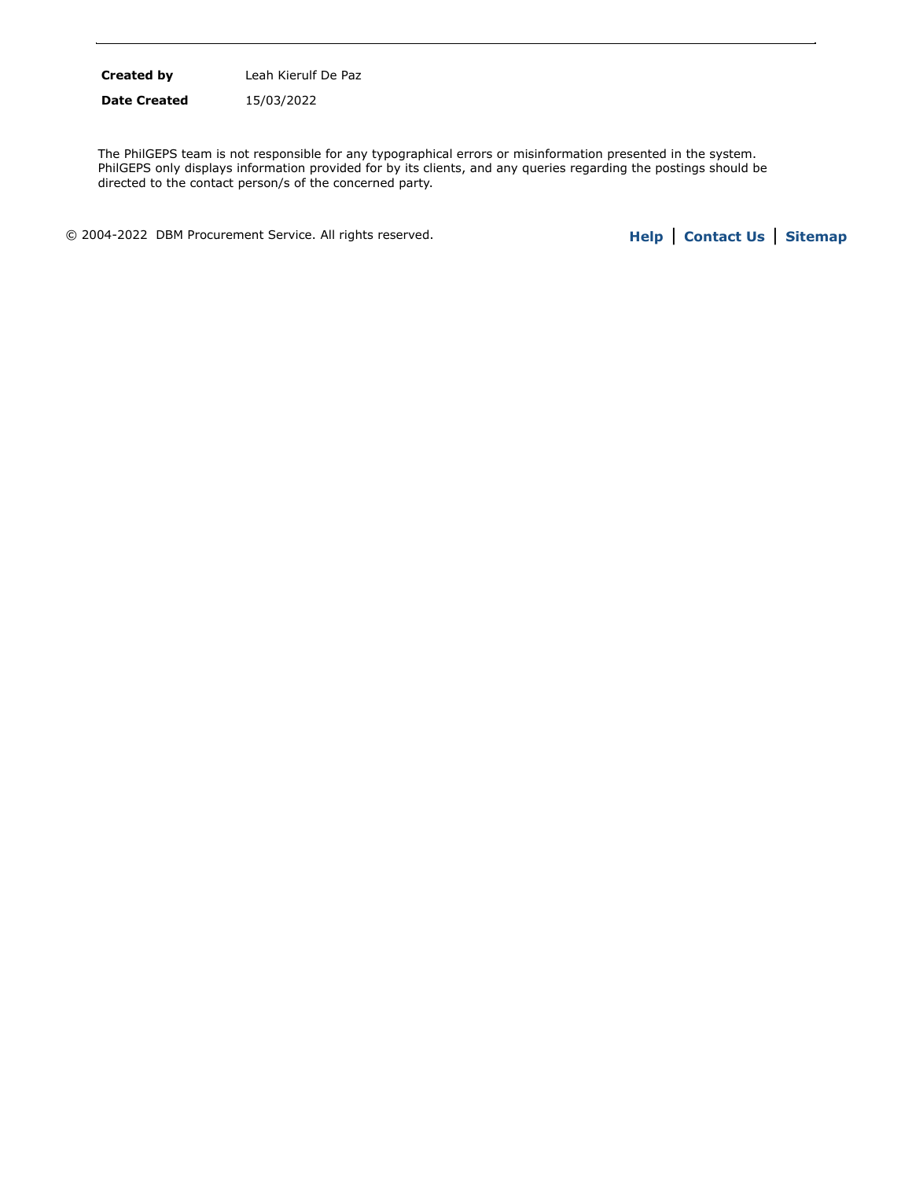| | |
|---|---|
| **Created by** | Leah Kierulf De Paz |
| **Date Created** | 15/03/2022 |

The PhilGEPS team is not responsible for any typographical errors or misinformation presented in the system. PhilGEPS only displays information provided for by its clients, and any queries regarding the postings should be directed to the contact person/s of the concerned party.

© 2004-2022 DBM Procurement Service. All rights reserved.

**Help** | **Contact Us** | **Sitemap**